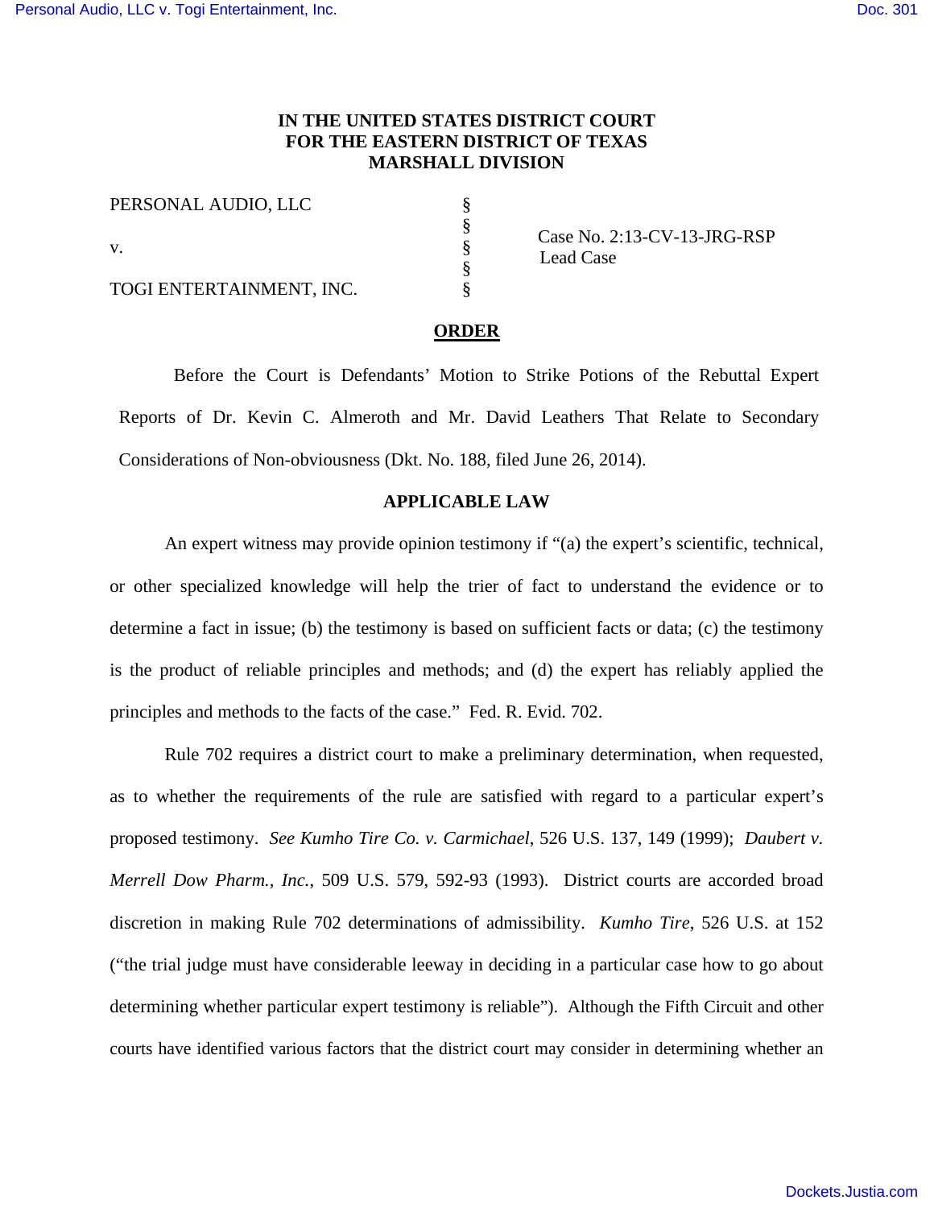# IN THE UNITED STATES DISTRICT COURT FOR THE EASTERN DISTRICT OF TEXAS MARSHALL DIVISION

| | | |
|---|---|---|
| PERSONAL AUDIO, LLC | § | |
| | § | Case No. 2:13-CV-13-JRG-RSP |
| v. | § | Lead Case |
| | § | |
| TOGI ENTERTAINMENT, INC. | § | |

## ORDER

Before the Court is Defendants' Motion to Strike Potions of the Rebuttal Expert Reports of Dr. Kevin C. Almeroth and Mr. David Leathers That Relate to Secondary Considerations of Non-obviousness (Dkt. No. 188, filed June 26, 2014).

## APPLICABLE LAW

An expert witness may provide opinion testimony if "(a) the expert's scientific, technical, or other specialized knowledge will help the trier of fact to understand the evidence or to determine a fact in issue; (b) the testimony is based on sufficient facts or data; (c) the testimony is the product of reliable principles and methods; and (d) the expert has reliably applied the principles and methods to the facts of the case." Fed. R. Evid. 702.

Rule 702 requires a district court to make a preliminary determination, when requested, as to whether the requirements of the rule are satisfied with regard to a particular expert's proposed testimony. *See Kumho Tire Co. v. Carmichael*, 526 U.S. 137, 149 (1999); *Daubert v. Merrell Dow Pharm., Inc.*, 509 U.S. 579, 592-93 (1993). District courts are accorded broad discretion in making Rule 702 determinations of admissibility. *Kumho Tire*, 526 U.S. at 152 ("the trial judge must have considerable leeway in deciding in a particular case how to go about determining whether particular expert testimony is reliable"). Although the Fifth Circuit and other courts have identified various factors that the district court may consider in determining whether an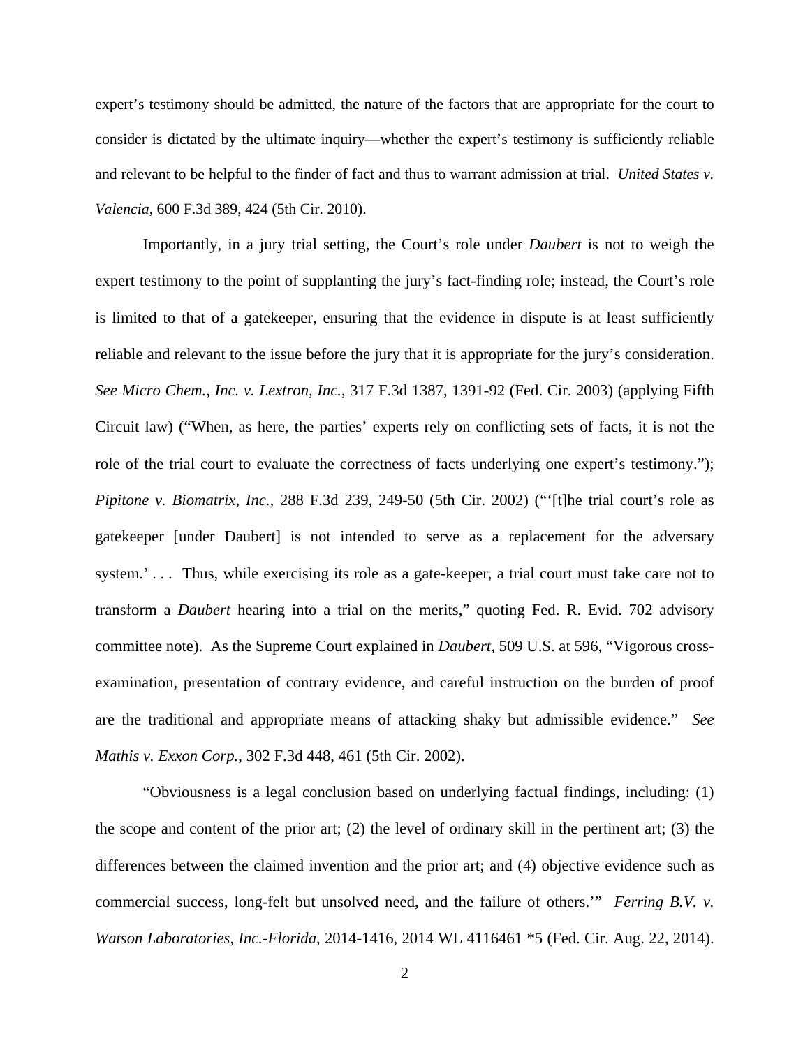expert's testimony should be admitted, the nature of the factors that are appropriate for the court to consider is dictated by the ultimate inquiry—whether the expert's testimony is sufficiently reliable and relevant to be helpful to the finder of fact and thus to warrant admission at trial. *United States v. Valencia*, 600 F.3d 389, 424 (5th Cir. 2010).

Importantly, in a jury trial setting, the Court's role under *Daubert* is not to weigh the expert testimony to the point of supplanting the jury's fact-finding role; instead, the Court's role is limited to that of a gatekeeper, ensuring that the evidence in dispute is at least sufficiently reliable and relevant to the issue before the jury that it is appropriate for the jury's consideration. *See Micro Chem., Inc. v. Lextron, Inc.*, 317 F.3d 1387, 1391-92 (Fed. Cir. 2003) (applying Fifth Circuit law) ("When, as here, the parties' experts rely on conflicting sets of facts, it is not the role of the trial court to evaluate the correctness of facts underlying one expert's testimony."); *Pipitone v. Biomatrix, Inc.*, 288 F.3d 239, 249-50 (5th Cir. 2002) ("'[t]he trial court's role as gatekeeper [under Daubert] is not intended to serve as a replacement for the adversary system.' . . . Thus, while exercising its role as a gate-keeper, a trial court must take care not to transform a *Daubert* hearing into a trial on the merits," quoting Fed. R. Evid. 702 advisory committee note). As the Supreme Court explained in *Daubert*, 509 U.S. at 596, "Vigorous cross-examination, presentation of contrary evidence, and careful instruction on the burden of proof are the traditional and appropriate means of attacking shaky but admissible evidence." *See Mathis v. Exxon Corp.*, 302 F.3d 448, 461 (5th Cir. 2002).

"Obviousness is a legal conclusion based on underlying factual findings, including: (1) the scope and content of the prior art; (2) the level of ordinary skill in the pertinent art; (3) the differences between the claimed invention and the prior art; and (4) objective evidence such as commercial success, long-felt but unsolved need, and the failure of others.'" *Ferring B.V. v. Watson Laboratories, Inc.-Florida*, 2014-1416, 2014 WL 4116461 *5 (Fed. Cir. Aug. 22, 2014).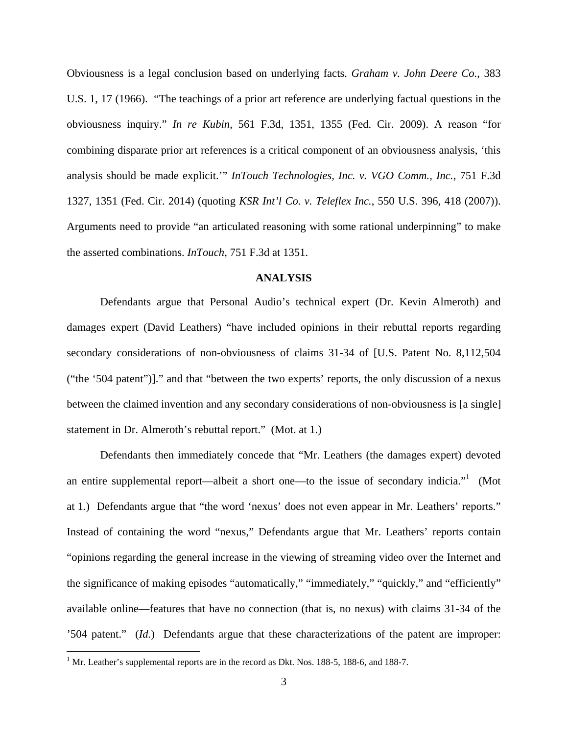Obviousness is a legal conclusion based on underlying facts. *Graham v. John Deere Co.*, 383 U.S. 1, 17 (1966). "The teachings of a prior art reference are underlying factual questions in the obviousness inquiry." *In re Kubin*, 561 F.3d, 1351, 1355 (Fed. Cir. 2009). A reason "for combining disparate prior art references is a critical component of an obviousness analysis, 'this analysis should be made explicit.'" *InTouch Technologies, Inc. v. VGO Comm., Inc.*, 751 F.3d 1327, 1351 (Fed. Cir. 2014) (quoting *KSR Int'l Co. v. Teleflex Inc.*, 550 U.S. 396, 418 (2007)). Arguments need to provide "an articulated reasoning with some rational underpinning" to make the asserted combinations. *InTouch*, 751 F.3d at 1351.

**ANALYSIS**

Defendants argue that Personal Audio's technical expert (Dr. Kevin Almeroth) and damages expert (David Leathers) "have included opinions in their rebuttal reports regarding secondary considerations of non-obviousness of claims 31-34 of [U.S. Patent No. 8,112,504 ("the '504 patent")]." and that "between the two experts' reports, the only discussion of a nexus between the claimed invention and any secondary considerations of non-obviousness is [a single] statement in Dr. Almeroth's rebuttal report." (Mot. at 1.)

Defendants then immediately concede that "Mr. Leathers (the damages expert) devoted an entire supplemental report—albeit a short one—to the issue of secondary indicia."[1] (Mot at 1.) Defendants argue that "the word 'nexus' does not even appear in Mr. Leathers' reports." Instead of containing the word "nexus," Defendants argue that Mr. Leathers' reports contain "opinions regarding the general increase in the viewing of streaming video over the Internet and the significance of making episodes "automatically," "immediately," "quickly," and "efficiently" available online—features that have no connection (that is, no nexus) with claims 31-34 of the '504 patent." (*Id.*) Defendants argue that these characterizations of the patent are improper:

[1] Mr. Leather's supplemental reports are in the record as Dkt. Nos. 188-5, 188-6, and 188-7.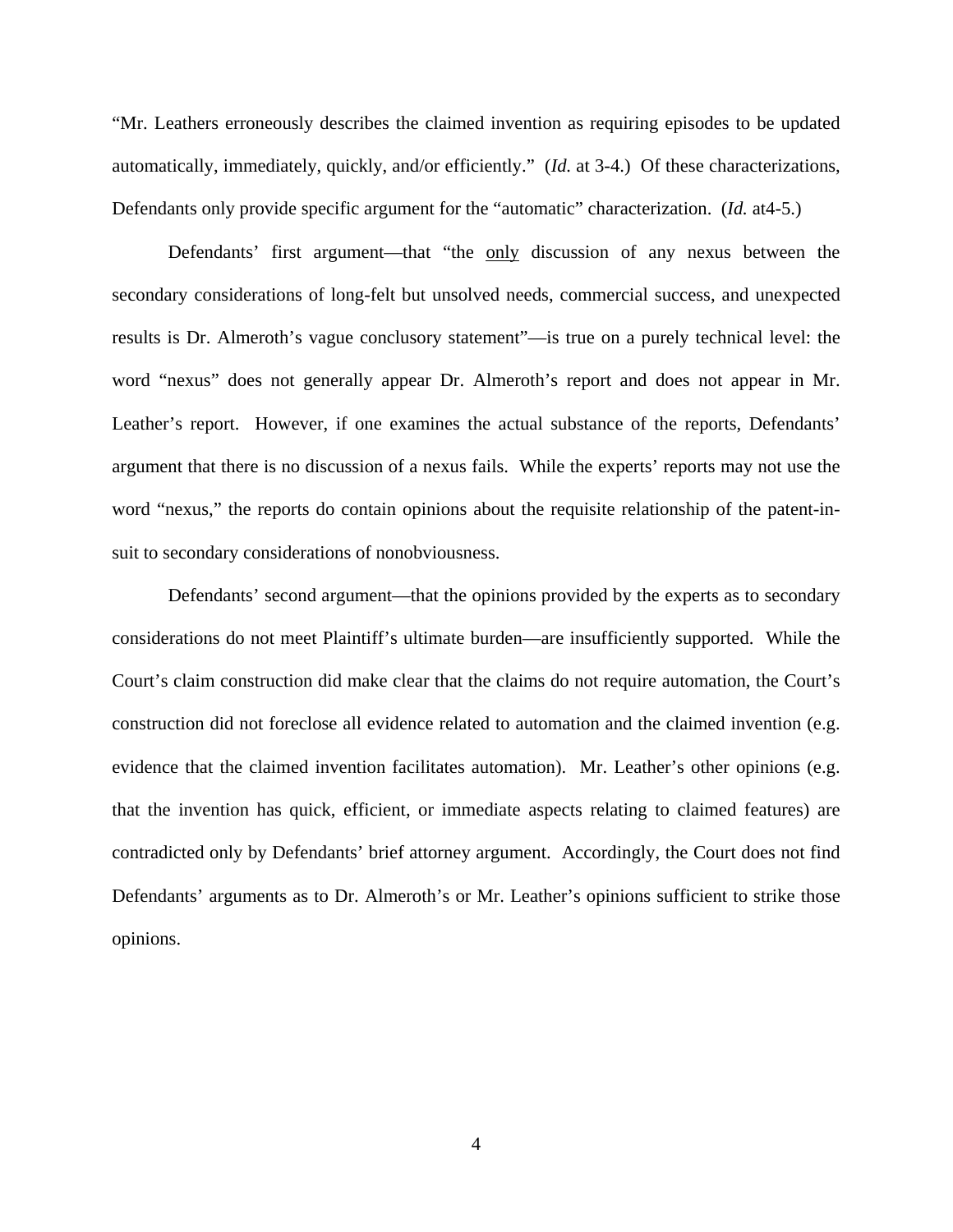"Mr. Leathers erroneously describes the claimed invention as requiring episodes to be updated automatically, immediately, quickly, and/or efficiently." (*Id.* at 3-4.) Of these characterizations, Defendants only provide specific argument for the "automatic" characterization. (*Id.* at4-5.)

Defendants' first argument—that "the <u>only</u> discussion of any nexus between the secondary considerations of long-felt but unsolved needs, commercial success, and unexpected results is Dr. Almeroth's vague conclusory statement"—is true on a purely technical level: the word "nexus" does not generally appear Dr. Almeroth's report and does not appear in Mr. Leather's report. However, if one examines the actual substance of the reports, Defendants' argument that there is no discussion of a nexus fails. While the experts' reports may not use the word "nexus," the reports do contain opinions about the requisite relationship of the patent-in-suit to secondary considerations of nonobviousness.

Defendants' second argument—that the opinions provided by the experts as to secondary considerations do not meet Plaintiff's ultimate burden—are insufficiently supported. While the Court's claim construction did make clear that the claims do not require automation, the Court's construction did not foreclose all evidence related to automation and the claimed invention (e.g. evidence that the claimed invention facilitates automation). Mr. Leather's other opinions (e.g. that the invention has quick, efficient, or immediate aspects relating to claimed features) are contradicted only by Defendants' brief attorney argument. Accordingly, the Court does not find Defendants' arguments as to Dr. Almeroth's or Mr. Leather's opinions sufficient to strike those opinions.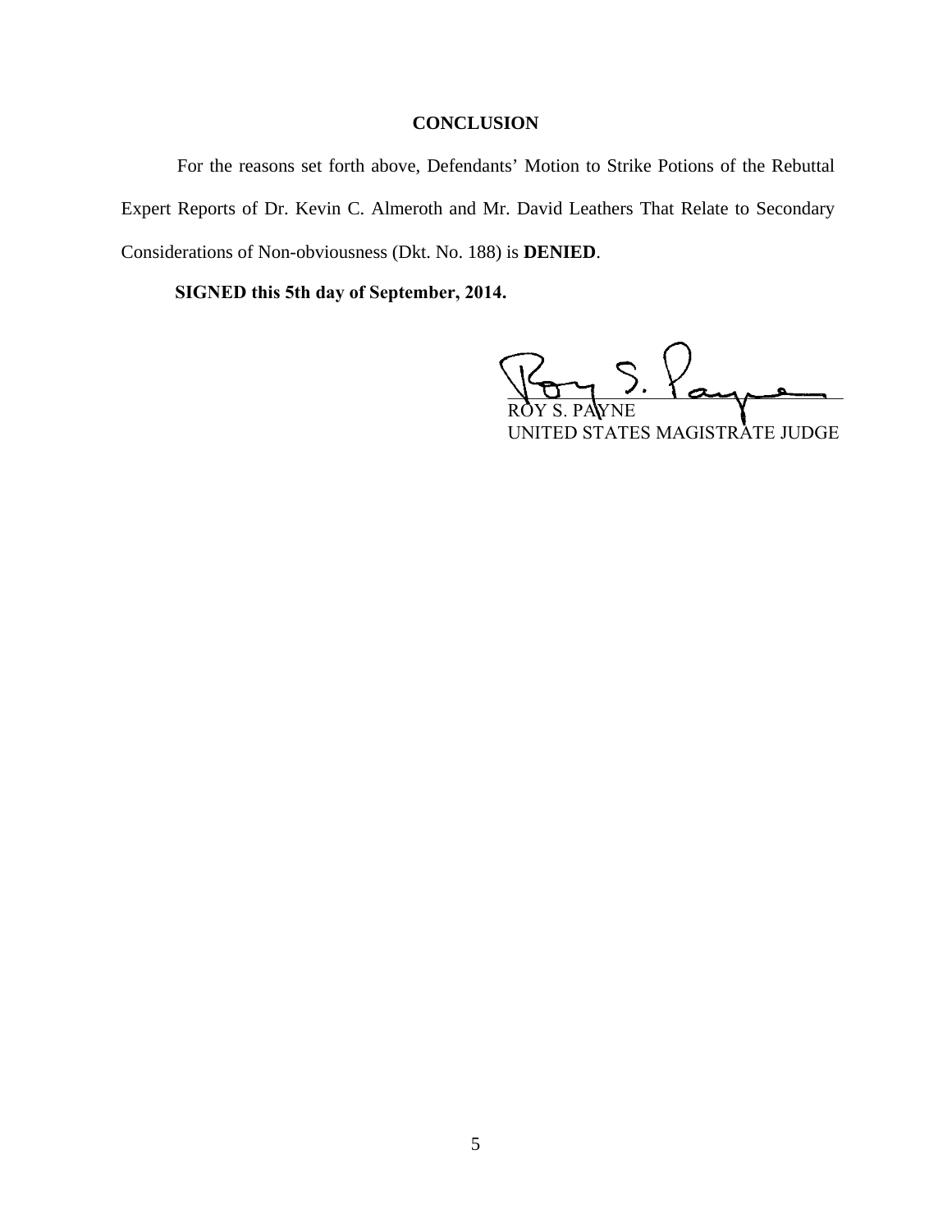**CONCLUSION**

For the reasons set forth above, Defendants' Motion to Strike Potions of the Rebuttal Expert Reports of Dr. Kevin C. Almeroth and Mr. David Leathers That Relate to Secondary Considerations of Non-obviousness (Dkt. No. 188) is **DENIED**.

**SIGNED this 5th day of September, 2014.**

ROY S. PAYNE
UNITED STATES MAGISTRATE JUDGE